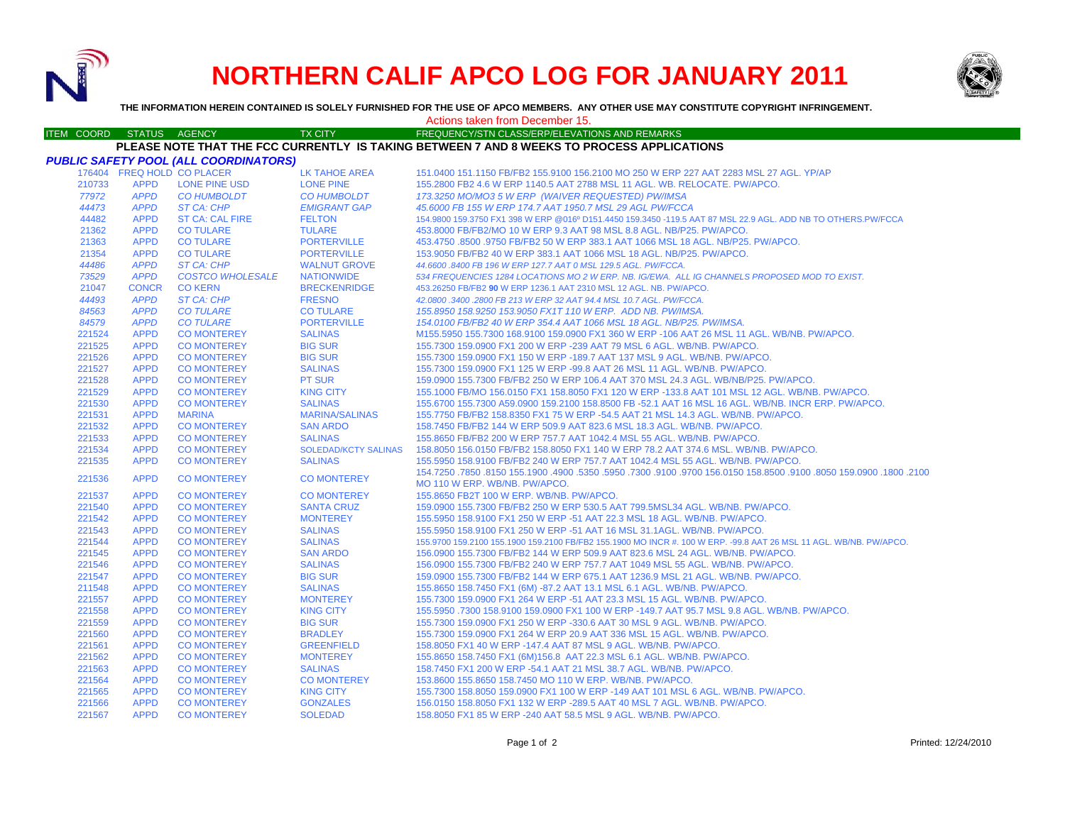# NORTHERN CALIF APCO LOG FOR JANUARY 2011

**THE INFORMATION HEREIN CONTAINED IS SOLELY FURNISHED FOR THE USE OF APCO MEMBERS. ANY OTHER USE MAY CONSTITUTE COPYRIGHT INFRINGEMENT.**

Actions taken from December 15.

| ITEM | COORD | STATUS | AGENCY | TX CITY | FREQUENCY/STN CLASS/ERP/ELEVATIONS AND REMARKS |
|---|---|---|---|---|---|

**PLEASE NOTE THAT THE FCC CURRENTLY IS TAKING BETWEEN 7 AND 8 WEEKS TO PROCESS APPLICATIONS**

***PUBLIC SAFETY POOL (ALL COORDINATORS)***

| ITEM | COORD | STATUS | AGENCY | TX CITY | FREQUENCY/STN CLASS/ERP/ELEVATIONS AND REMARKS |
|---|---|---|---|---|---|
| | 176404 | FREQ HOLD | CO PLACER | LK TAHOE AREA | 151.0400 151.1150 FB/FB2 155.9100 156.2100 MO 250 W ERP 227 AAT 2283 MSL 27 AGL. YP/AP |
| | 210733 | APPD | LONE PINE USD | LONE PINE | 155.2800 FB2 4.6 W ERP 1140.5 AAT 2788 MSL 11 AGL. WB. RELOCATE. PW/APCO. |
| | *77972* | *APPD* | *CO HUMBOLDT* | *CO HUMBOLDT* | *173.3250 MO/MO3 5 W ERP (WAIVER REQUESTED) PW/IMSA* |
| | *44473* | *APPD* | *ST CA: CHP* | *EMIGRANT GAP* | *45.6000 FB 155 W ERP 174.7 AAT 1950.7 MSL 29 AGL PW/FCCA* |
| | 44482 | APPD | ST CA: CAL FIRE | FELTON | 154.9800 159.3750 FX1 398 W ERP @016º D151.4450 159.3450 -119.5 AAT 87 MSL 22.9 AGL. ADD NB TO OTHERS.PW/FCCA |
| | 21362 | APPD | CO TULARE | TULARE | 453.8000 FB/FB2/MO 10 W ERP 9.3 AAT 98 MSL 8.8 AGL. NB/P25. PW/APCO. |
| | 21363 | APPD | CO TULARE | PORTERVILLE | 453.4750 .8500 .9750 FB/FB2 50 W ERP 383.1 AAT 1066 MSL 18 AGL. NB/P25. PW/APCO. |
| | 21354 | APPD | CO TULARE | PORTERVILLE | 153.9050 FB/FB2 40 W ERP 383.1 AAT 1066 MSL 18 AGL. NB/P25. PW/APCO. |
| | *44486* | *APPD* | *ST CA: CHP* | *WALNUT GROVE* | *44.6600 .8400 FB 196 W ERP 127.7 AAT 0 MSL 129.5 AGL. PW/FCCA.* |
| | *73529* | *APPD* | *COSTCO WHOLESALE* | *NATIONWIDE* | *534 FREQUENCIES 1284 LOCATIONS MO 2 W ERP. NB. IG/EWA. ALL IG CHANNELS PROPOSED MOD TO EXIST.* |
| | 21047 | CONCR | CO KERN | BRECKENRIDGE | 453.26250 FB/FB2 **90** W ERP 1236.1 AAT 2310 MSL 12 AGL. NB. PW/APCO. |
| | *44493* | *APPD* | *ST CA: CHP* | *FRESNO* | *42.0800 .3400 .2800 FB 213 W ERP 32 AAT 94.4 MSL 10.7 AGL. PW/FCCA.* |
| | *84563* | *APPD* | *CO TULARE* | *CO TULARE* | *155.8950 158.9250 153.9050 FX1T 110 W ERP. ADD NB. PW/IMSA.* |
| | *84579* | *APPD* | *CO TULARE* | *PORTERVILLE* | *154.0100 FB/FB2 40 W ERP 354.4 AAT 1066 MSL 18 AGL. NB/P25. PW/IMSA.* |
| | 221524 | APPD | CO MONTEREY | SALINAS | M155.5950 155.7300 168.9100 159.0900 FX1 360 W ERP -106 AAT 26 MSL 11 AGL. WB/NB. PW/APCO. |
| | 221525 | APPD | CO MONTEREY | BIG SUR | 155.7300 159.0900 FX1 200 W ERP -239 AAT 79 MSL 6 AGL. WB/NB. PW/APCO. |
| | 221526 | APPD | CO MONTEREY | BIG SUR | 155.7300 159.0900 FX1 150 W ERP -189.7 AAT 137 MSL 9 AGL. WB/NB. PW/APCO. |
| | 221527 | APPD | CO MONTEREY | SALINAS | 155.7300 159.0900 FX1 125 W ERP -99.8 AAT 26 MSL 11 AGL. WB/NB. PW/APCO. |
| | 221528 | APPD | CO MONTEREY | PT SUR | 159.0900 155.7300 FB/FB2 250 W ERP 106.4 AAT 370 MSL 24.3 AGL. WB/NB/P25. PW/APCO. |
| | 221529 | APPD | CO MONTEREY | KING CITY | 155.1000 FB/MO 156.0150 FX1 158.8050 FX1 120 W ERP -133.8 AAT 101 MSL 12 AGL. WB/NB. PW/APCO. |
| | 221530 | APPD | CO MONTEREY | SALINAS | 155.6700 155.7300 A59.0900 159.2100 158.8500 FB -52.1 AAT 16 MSL 16 AGL. WB/NB. INCR ERP. PW/APCO. |
| | 221531 | APPD | MARINA | MARINA/SALINAS | 155.7750 FB/FB2 158.8350 FX1 75 W ERP -54.5 AAT 21 MSL 14.3 AGL. WB/NB. PW/APCO. |
| | 221532 | APPD | CO MONTEREY | SAN ARDO | 158.7450 FB/FB2 144 W ERP 509.9 AAT 823.6 MSL 18.3 AGL. WB/NB. PW/APCO. |
| | 221533 | APPD | CO MONTEREY | SALINAS | 155.8650 FB/FB2 200 W ERP 757.7 AAT 1042.4 MSL 55 AGL. WB/NB. PW/APCO. |
| | 221534 | APPD | CO MONTEREY | SOLEDAD/KCTY SALINAS | 158.8050 156.0150 FB/FB2 158.8050 FX1 140 W ERP 78.2 AAT 374.6 MSL. WB/NB. PW/APCO. |
| | 221535 | APPD | CO MONTEREY | SALINAS | 155.5950 158.9100 FB/FB2 240 W ERP 757.7 AAT 1042.4 MSL 55 AGL. WB/NB. PW/APCO. |
| | 221536 | APPD | CO MONTEREY | CO MONTEREY | 154.7250 .7850 .8150 155.1900 .4900 .5350 .5950 .7300 .9100 .9700 156.0150 158.8500 .9100 .8050 159.0900 .1800 .2100 MO 110 W ERP. WB/NB. PW/APCO. |
| | 221537 | APPD | CO MONTEREY | CO MONTEREY | 155.8650 FB2T 100 W ERP. WB/NB. PW/APCO. |
| | 221540 | APPD | CO MONTEREY | SANTA CRUZ | 159.0900 155.7300 FB/FB2 250 W ERP 530.5 AAT 799.5MSL34 AGL. WB/NB. PW/APCO. |
| | 221542 | APPD | CO MONTEREY | MONTEREY | 155.5950 158.9100 FX1 250 W ERP -51 AAT 22.3 MSL 18 AGL. WB/NB. PW/APCO. |
| | 221543 | APPD | CO MONTEREY | SALINAS | 155.5950 158.9100 FX1 250 W ERP -51 AAT 16 MSL 31.1AGL. WB/NB. PW/APCO. |
| | 221544 | APPD | CO MONTEREY | SALINAS | 155.9700 159.2100 155.1900 159.2100 FB/FB2 155.1900 MO INCR #. 100 W ERP. -99.8 AAT 26 MSL 11 AGL. WB/NB. PW/APCO. |
| | 221545 | APPD | CO MONTEREY | SAN ARDO | 156.0900 155.7300 FB/FB2 144 W ERP 509.9 AAT 823.6 MSL 24 AGL. WB/NB. PW/APCO. |
| | 221546 | APPD | CO MONTEREY | SALINAS | 156.0900 155.7300 FB/FB2 240 W ERP 757.7 AAT 1049 MSL 55 AGL. WB/NB. PW/APCO. |
| | 221547 | APPD | CO MONTEREY | BIG SUR | 159.0900 155.7300 FB/FB2 144 W ERP 675.1 AAT 1236.9 MSL 21 AGL. WB/NB. PW/APCO. |
| | 211548 | APPD | CO MONTEREY | SALINAS | 155.8650 158.7450 FX1 (6M) -87.2 AAT 13.1 MSL 6.1 AGL. WB/NB. PW/APCO. |
| | 221557 | APPD | CO MONTEREY | MONTEREY | 155.7300 159.0900 FX1 264 W ERP -51 AAT 23.3 MSL 15 AGL. WB/NB. PW/APCO. |
| | 221558 | APPD | CO MONTEREY | KING CITY | 155.5950 .7300 158.9100 159.0900 FX1 100 W ERP -149.7 AAT 95.7 MSL 9.8 AGL. WB/NB. PW/APCO. |
| | 221559 | APPD | CO MONTEREY | BIG SUR | 155.7300 159.0900 FX1 250 W ERP -330.6 AAT 30 MSL 9 AGL. WB/NB. PW/APCO. |
| | 221560 | APPD | CO MONTEREY | BRADLEY | 155.7300 159.0900 FX1 264 W ERP 20.9 AAT 336 MSL 15 AGL. WB/NB. PW/APCO. |
| | 221561 | APPD | CO MONTEREY | GREENFIELD | 158.8050 FX1 40 W ERP -147.4 AAT 87 MSL 9 AGL. WB/NB. PW/APCO. |
| | 221562 | APPD | CO MONTEREY | MONTEREY | 155.8650 158.7450 FX1 (6M)156.8 AAT 22.3 MSL 6.1 AGL. WB/NB. PW/APCO. |
| | 221563 | APPD | CO MONTEREY | SALINAS | 158.7450 FX1 200 W ERP -54.1 AAT 21 MSL 38.7 AGL. WB/NB. PW/APCO. |
| | 221564 | APPD | CO MONTEREY | CO MONTEREY | 153.8600 155.8650 158.7450 MO 110 W ERP. WB/NB. PW/APCO. |
| | 221565 | APPD | CO MONTEREY | KING CITY | 155.7300 158.8050 159.0900 FX1 100 W ERP -149 AAT 101 MSL 6 AGL. WB/NB. PW/APCO. |
| | 221566 | APPD | CO MONTEREY | GONZALES | 156.0150 158.8050 FX1 132 W ERP -289.5 AAT 40 MSL 7 AGL. WB/NB. PW/APCO. |
| | 221567 | APPD | CO MONTEREY | SOLEDAD | 158.8050 FX1 85 W ERP -240 AAT 58.5 MSL 9 AGL. WB/NB. PW/APCO. |

Printed: 12/24/2010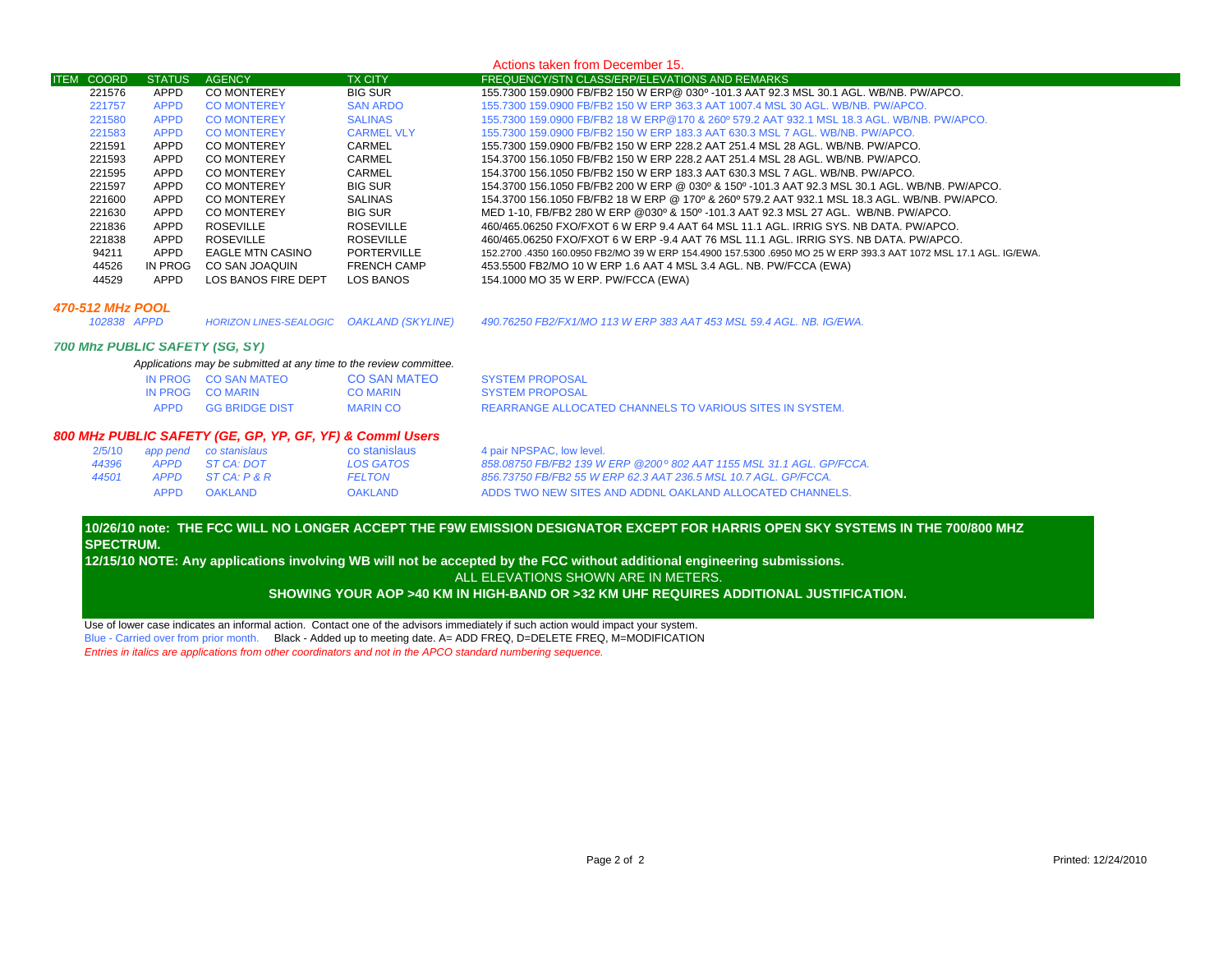Actions taken from December 15.

| ITEM | COORD | STATUS | AGENCY | TX CITY | FREQUENCY/STN CLASS/ERP/ELEVATIONS AND REMARKS |
|---|---|---|---|---|---|
| | 221576 | APPD | CO MONTEREY | BIG SUR | 155.7300 159.0900 FB/FB2 150 W ERP@ 030º -101.3 AAT 92.3 MSL 30.1 AGL. WB/NB. PW/APCO. |
| | 221757 | APPD | CO MONTEREY | SAN ARDO | 155.7300 159.0900 FB/FB2 150 W ERP 363.3 AAT 1007.4 MSL 30 AGL. WB/NB. PW/APCO. |
| | 221580 | APPD | CO MONTEREY | SALINAS | 155.7300 159.0900 FB/FB2 18 W ERP@170 & 260º 579.2 AAT 932.1 MSL 18.3 AGL. WB/NB. PW/APCO. |
| | 221583 | APPD | CO MONTEREY | CARMEL VLY | 155.7300 159.0900 FB/FB2 150 W ERP 183.3 AAT 630.3 MSL 7 AGL. WB/NB. PW/APCO. |
| | 221591 | APPD | CO MONTEREY | CARMEL | 155.7300 159.0900 FB/FB2 150 W ERP 228.2 AAT 251.4 MSL 28 AGL. WB/NB. PW/APCO. |
| | 221593 | APPD | CO MONTEREY | CARMEL | 154.3700 156.1050 FB/FB2 150 W ERP 228.2 AAT 251.4 MSL 28 AGL. WB/NB. PW/APCO. |
| | 221595 | APPD | CO MONTEREY | CARMEL | 154.3700 156.1050 FB/FB2 150 W ERP 183.3 AAT 630.3 MSL 7 AGL. WB/NB. PW/APCO. |
| | 221597 | APPD | CO MONTEREY | BIG SUR | 154.3700 156.1050 FB/FB2 200 W ERP @ 030º & 150º -101.3 AAT 92.3 MSL 30.1 AGL. WB/NB. PW/APCO. |
| | 221600 | APPD | CO MONTEREY | SALINAS | 154.3700 156.1050 FB/FB2 18 W ERP @ 170º & 260º 579.2 AAT 932.1 MSL 18.3 AGL. WB/NB. PW/APCO. |
| | 221630 | APPD | CO MONTEREY | BIG SUR | MED 1-10, FB/FB2 280 W ERP @030º & 150º -101.3 AAT 92.3 MSL 27 AGL. WB/NB. PW/APCO. |
| | 221836 | APPD | ROSEVILLE | ROSEVILLE | 460/465.06250 FXO/FXOT 6 W ERP 9.4 AAT 64 MSL 11.1 AGL. IRRIG SYS. NB DATA. PW/APCO. |
| | 221838 | APPD | ROSEVILLE | ROSEVILLE | 460/465.06250 FXO/FXOT 6 W ERP -9.4 AAT 76 MSL 11.1 AGL. IRRIG SYS. NB DATA. PW/APCO. |
| | 94211 | APPD | EAGLE MTN CASINO | PORTERVILLE | 152.2700 .4350 160.0950 FB2/MO 39 W ERP 154.4900 157.5300 .6950 MO 25 W ERP 393.3 AAT 1072 MSL 17.1 AGL. IG/EWA. |
| | 44526 | IN PROG | CO SAN JOAQUIN | FRENCH CAMP | 453.5500 FB2/MO 10 W ERP 1.6 AAT 4 MSL 3.4 AGL. NB. PW/FCCA (EWA) |
| | 44529 | APPD | LOS BANOS FIRE DEPT | LOS BANOS | 154.1000 MO 35 W ERP. PW/FCCA (EWA) |

### *470-512 MHz POOL*

| | | | | |
|---|---|---|---|---|
| *102838* | *APPD* | *HORIZON LINES-SEALOGIC* | *OAKLAND (SKYLINE)* | *490.76250 FB2/FX1/MO 113 W ERP 383 AAT 453 MSL 59.4 AGL. NB. IG/EWA.* |

### *700 Mhz PUBLIC SAFETY (SG, SY)*

*Applications may be submitted at any time to the review committee.*

| | | | |
|---|---|---|---|
| IN PROG | CO SAN MATEO | CO SAN MATEO | SYSTEM PROPOSAL |
| IN PROG | CO MARIN | CO MARIN | SYSTEM PROPOSAL |
| APPD | GG BRIDGE DIST | MARIN CO | REARRANGE ALLOCATED CHANNELS TO VARIOUS SITES IN SYSTEM. |

### *800 MHz PUBLIC SAFETY (GE, GP, YP, GF, YF) & Comml Users*

| | | | | |
|---|---|---|---|---|
| 2/5/10 | *app pend* | *co stanislaus* | co stanislaus | 4 pair NPSPAC, low level. |
| *44396* | *APPD* | *ST CA: DOT* | *LOS GATOS* | *858.08750 FB/FB2 139 W ERP @200º 802 AAT 1155 MSL 31.1 AGL. GP/FCCA.* |
| *44501* | *APPD* | *ST CA: P & R* | *FELTON* | *856.73750 FB/FB2 55 W ERP 62.3 AAT 236.5 MSL 10.7 AGL. GP/FCCA.* |
| | APPD | OAKLAND | OAKLAND | ADDS TWO NEW SITES AND ADDNL OAKLAND ALLOCATED CHANNELS. |

**10/26/10 note: THE FCC WILL NO LONGER ACCEPT THE F9W EMISSION DESIGNATOR EXCEPT FOR HARRIS OPEN SKY SYSTEMS IN THE 700/800 MHZ SPECTRUM.**

**12/15/10 NOTE: Any applications involving WB will not be accepted by the FCC without additional engineering submissions.**

ALL ELEVATIONS SHOWN ARE IN METERS.

**SHOWING YOUR AOP >40 KM IN HIGH-BAND OR >32 KM UHF REQUIRES ADDITIONAL JUSTIFICATION.**

Use of lower case indicates an informal action. Contact one of the advisors immediately if such action would impact your system.

Blue - Carried over from prior month. Black - Added up to meeting date. A= ADD FREQ, D=DELETE FREQ, M=MODIFICATION

*Entries in italics are applications from other coordinators and not in the APCO standard numbering sequence.*

Printed: 12/24/2010